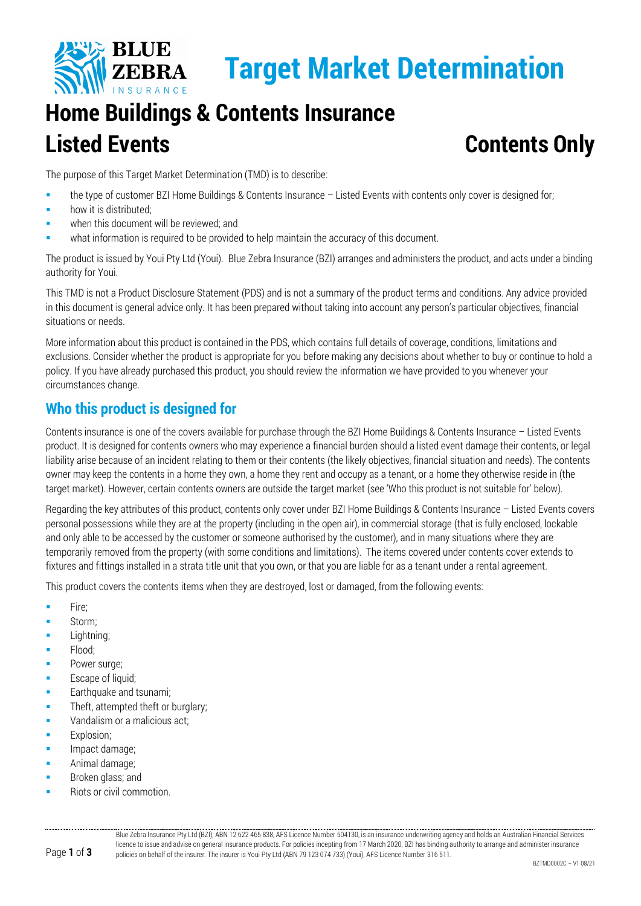# Target Market Determination

# Home Buildings & Contents Insurance

## Listed Events — Contents Only

The purpose of this Target Market Determination (TMD) is to describe:

- the type of customer BZI Home Buildings & Contents Insurance – Listed Events with contents only cover is designed for;
- how it is distributed;
- when this document will be reviewed; and
- what information is required to be provided to help maintain the accuracy of this document.

The product is issued by Youi Pty Ltd (Youi). Blue Zebra Insurance (BZI) arranges and administers the product, and acts under a binding authority for Youi.

This TMD is not a Product Disclosure Statement (PDS) and is not a summary of the product terms and conditions. Any advice provided in this document is general advice only. It has been prepared without taking into account any person's particular objectives, financial situations or needs.

More information about this product is contained in the PDS, which contains full details of coverage, conditions, limitations and exclusions. Consider whether the product is appropriate for you before making any decisions about whether to buy or continue to hold a policy. If you have already purchased this product, you should review the information we have provided to you whenever your circumstances change.

## Who this product is designed for

Contents insurance is one of the covers available for purchase through the BZI Home Buildings & Contents Insurance – Listed Events product. It is designed for contents owners who may experience a financial burden should a listed event damage their contents, or legal liability arise because of an incident relating to them or their contents (the likely objectives, financial situation and needs). The contents owner may keep the contents in a home they own, a home they rent and occupy as a tenant, or a home they otherwise reside in (the target market). However, certain contents owners are outside the target market (see 'Who this product is not suitable for' below).

Regarding the key attributes of this product, contents only cover under BZI Home Buildings & Contents Insurance – Listed Events covers personal possessions while they are at the property (including in the open air), in commercial storage (that is fully enclosed, lockable and only able to be accessed by the customer or someone authorised by the customer), and in many situations where they are temporarily removed from the property (with some conditions and limitations). The items covered under contents cover extends to fixtures and fittings installed in a strata title unit that you own, or that you are liable for as a tenant under a rental agreement.

This product covers the contents items when they are destroyed, lost or damaged, from the following events:

- Fire;
- Storm;
- Lightning;
- Flood;
- Power surge;
- Escape of liquid;
- Earthquake and tsunami;
- Theft, attempted theft or burglary;
- Vandalism or a malicious act;
- Explosion;
- Impact damage;
- Animal damage;
- Broken glass; and
- Riots or civil commotion.

Blue Zebra Insurance Pty Ltd (BZI), ABN 12 622 465 838, AFS Licence Number 504130, is an insurance underwriting agency and holds an Australian Financial Services licence to issue and advise on general insurance products. For policies incepting from 17 March 2020, BZI has binding authority to arrange and administer insurance policies on behalf of the insurer. The insurer is Youi Pty Ltd (ABN 79 123 074 733) (Youi), AFS Licence Number 316 511.

BZTMD0002C – V1 08/21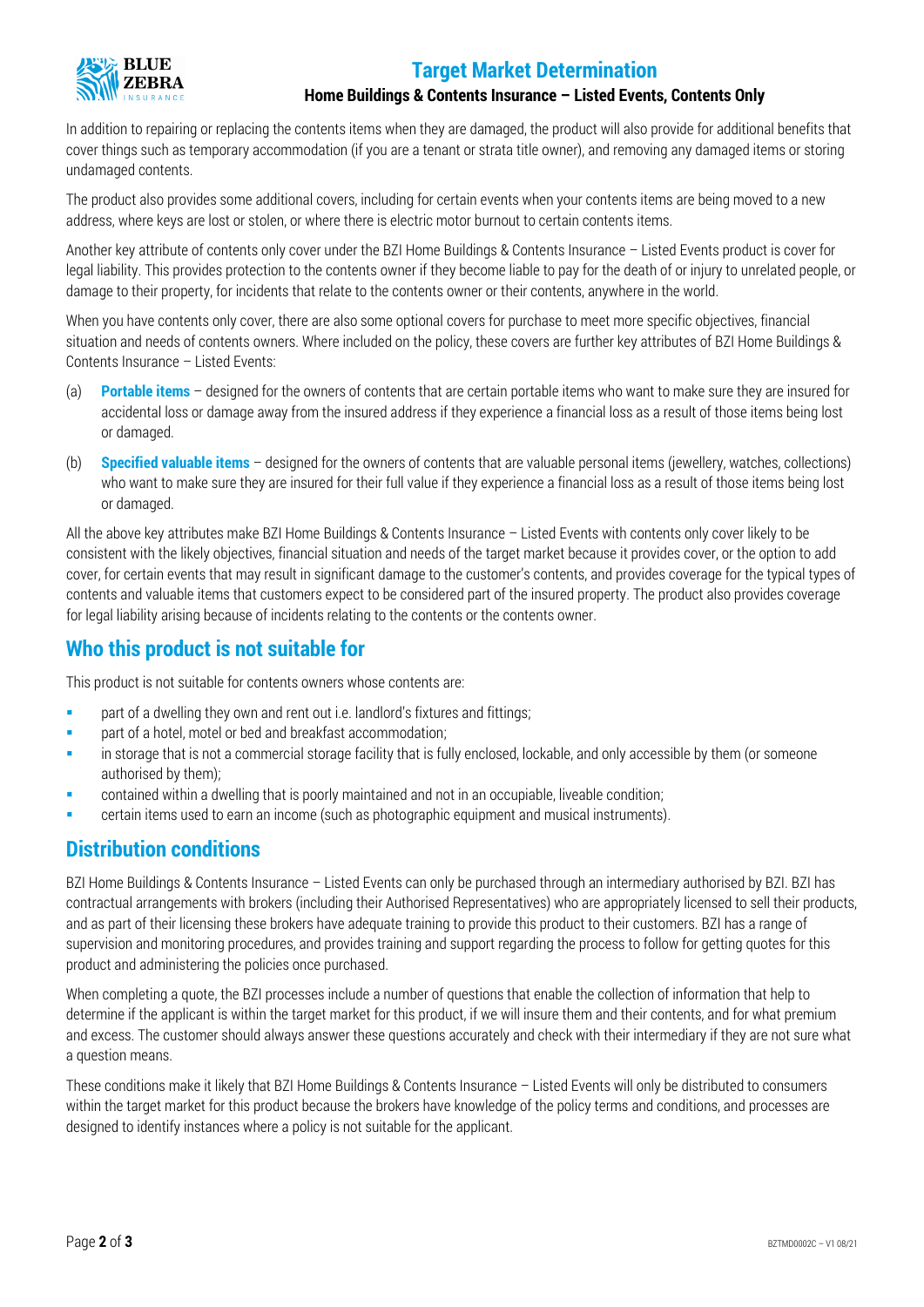In addition to repairing or replacing the contents items when they are damaged, the product will also provide for additional benefits that cover things such as temporary accommodation (if you are a tenant or strata title owner), and removing any damaged items or storing undamaged contents.

The product also provides some additional covers, including for certain events when your contents items are being moved to a new address, where keys are lost or stolen, or where there is electric motor burnout to certain contents items.

Another key attribute of contents only cover under the BZI Home Buildings & Contents Insurance – Listed Events product is cover for legal liability. This provides protection to the contents owner if they become liable to pay for the death of or injury to unrelated people, or damage to their property, for incidents that relate to the contents owner or their contents, anywhere in the world.

When you have contents only cover, there are also some optional covers for purchase to meet more specific objectives, financial situation and needs of contents owners. Where included on the policy, these covers are further key attributes of BZI Home Buildings & Contents Insurance – Listed Events:

(a) **Portable items** – designed for the owners of contents that are certain portable items who want to make sure they are insured for accidental loss or damage away from the insured address if they experience a financial loss as a result of those items being lost or damaged.

(b) **Specified valuable items** – designed for the owners of contents that are valuable personal items (jewellery, watches, collections) who want to make sure they are insured for their full value if they experience a financial loss as a result of those items being lost or damaged.

All the above key attributes make BZI Home Buildings & Contents Insurance – Listed Events with contents only cover likely to be consistent with the likely objectives, financial situation and needs of the target market because it provides cover, or the option to add cover, for certain events that may result in significant damage to the customer's contents, and provides coverage for the typical types of contents and valuable items that customers expect to be considered part of the insured property. The product also provides coverage for legal liability arising because of incidents relating to the contents or the contents owner.

## Who this product is not suitable for

This product is not suitable for contents owners whose contents are:

- part of a dwelling they own and rent out i.e. landlord's fixtures and fittings;
- part of a hotel, motel or bed and breakfast accommodation;
- in storage that is not a commercial storage facility that is fully enclosed, lockable, and only accessible by them (or someone authorised by them);
- contained within a dwelling that is poorly maintained and not in an occupiable, liveable condition;
- certain items used to earn an income (such as photographic equipment and musical instruments).

## Distribution conditions

BZI Home Buildings & Contents Insurance – Listed Events can only be purchased through an intermediary authorised by BZI. BZI has contractual arrangements with brokers (including their Authorised Representatives) who are appropriately licensed to sell their products, and as part of their licensing these brokers have adequate training to provide this product to their customers. BZI has a range of supervision and monitoring procedures, and provides training and support regarding the process to follow for getting quotes for this product and administering the policies once purchased.

When completing a quote, the BZI processes include a number of questions that enable the collection of information that help to determine if the applicant is within the target market for this product, if we will insure them and their contents, and for what premium and excess. The customer should always answer these questions accurately and check with their intermediary if they are not sure what a question means.

These conditions make it likely that BZI Home Buildings & Contents Insurance – Listed Events will only be distributed to consumers within the target market for this product because the brokers have knowledge of the policy terms and conditions, and processes are designed to identify instances where a policy is not suitable for the applicant.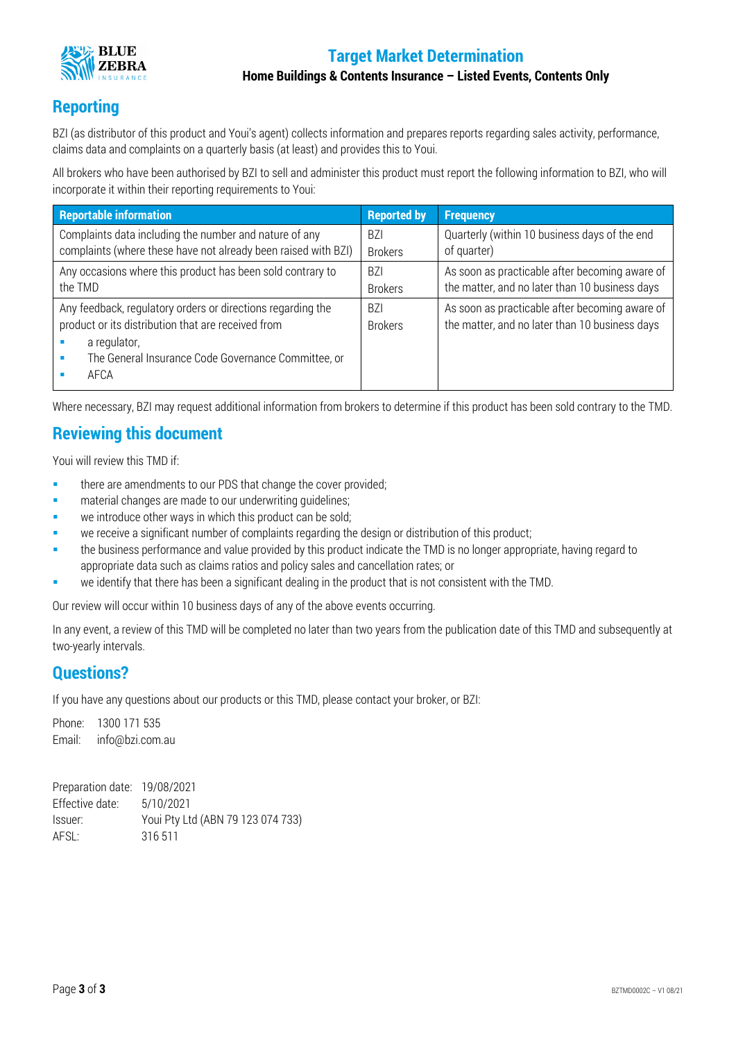## Reporting

BZI (as distributor of this product and Youi's agent) collects information and prepares reports regarding sales activity, performance, claims data and complaints on a quarterly basis (at least) and provides this to Youi.

All brokers who have been authorised by BZI to sell and administer this product must report the following information to BZI, who will incorporate it within their reporting requirements to Youi:

| Reportable information | Reported by | Frequency |
|---|---|---|
| Complaints data including the number and nature of any complaints (where these have not already been raised with BZI) | BZI Brokers | Quarterly (within 10 business days of the end of quarter) |
| Any occasions where this product has been sold contrary to the TMD | BZI Brokers | As soon as practicable after becoming aware of the matter, and no later than 10 business days |
| Any feedback, regulatory orders or directions regarding the product or its distribution that are received from: a regulator, The General Insurance Code Governance Committee, or AFCA | BZI Brokers | As soon as practicable after becoming aware of the matter, and no later than 10 business days |

Where necessary, BZI may request additional information from brokers to determine if this product has been sold contrary to the TMD.

## Reviewing this document

Youi will review this TMD if:

- there are amendments to our PDS that change the cover provided;
- material changes are made to our underwriting guidelines;
- we introduce other ways in which this product can be sold;
- we receive a significant number of complaints regarding the design or distribution of this product;
- the business performance and value provided by this product indicate the TMD is no longer appropriate, having regard to appropriate data such as claims ratios and policy sales and cancellation rates; or
- we identify that there has been a significant dealing in the product that is not consistent with the TMD.

Our review will occur within 10 business days of any of the above events occurring.

In any event, a review of this TMD will be completed no later than two years from the publication date of this TMD and subsequently at two-yearly intervals.

## Questions?

If you have any questions about our products or this TMD, please contact your broker, or BZI:

Phone: 1300 171 535
Email: info@bzi.com.au

Preparation date: 19/08/2021
Effective date: 5/10/2021
Issuer: Youi Pty Ltd (ABN 79 123 074 733)
AFSL: 316 511

BZTMD0002C – V1 08/21